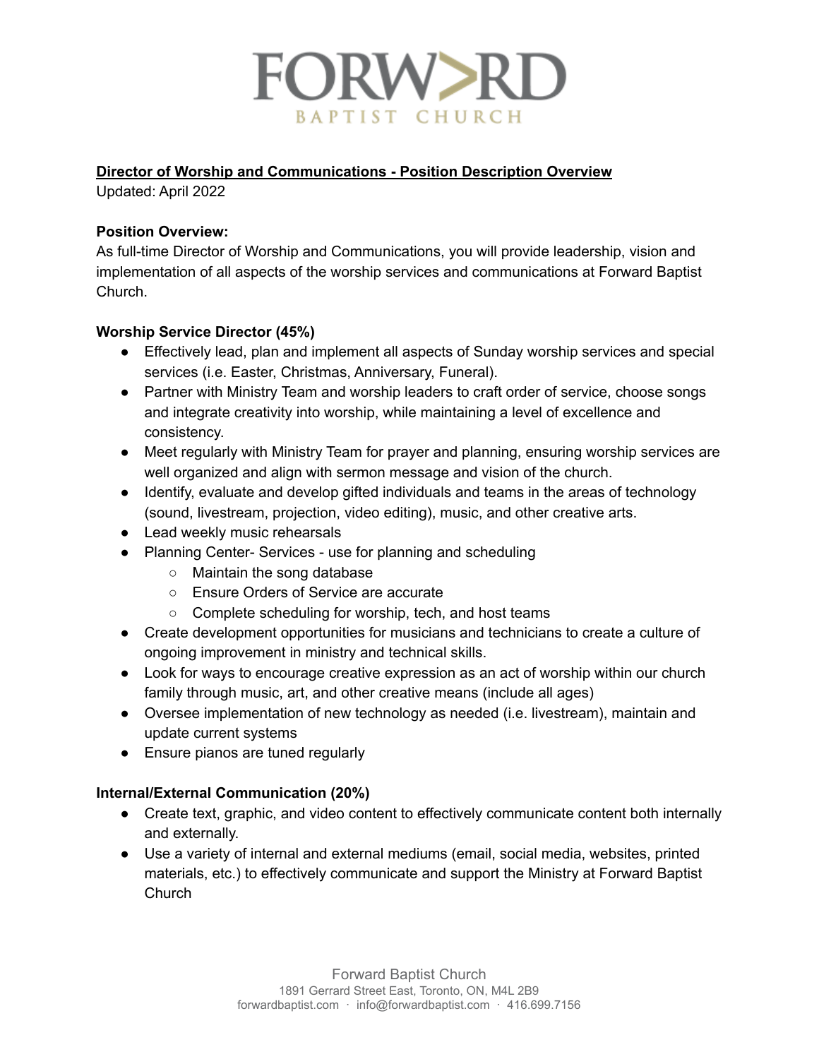# FORWARD BAPTIST CHURCH

## Director of Worship and Communications - Position Description Overview

Updated: April 2022

**Position Overview:**
As full-time Director of Worship and Communications, you will provide leadership, vision and implementation of all aspects of the worship services and communications at Forward Baptist Church.

**Worship Service Director (45%)**

- Effectively lead, plan and implement all aspects of Sunday worship services and special services (i.e. Easter, Christmas, Anniversary, Funeral).
- Partner with Ministry Team and worship leaders to craft order of service, choose songs and integrate creativity into worship, while maintaining a level of excellence and consistency.
- Meet regularly with Ministry Team for prayer and planning, ensuring worship services are well organized and align with sermon message and vision of the church.
- Identify, evaluate and develop gifted individuals and teams in the areas of technology (sound, livestream, projection, video editing), music, and other creative arts.
- Lead weekly music rehearsals
- Planning Center- Services - use for planning and scheduling
  - Maintain the song database
  - Ensure Orders of Service are accurate
  - Complete scheduling for worship, tech, and host teams
- Create development opportunities for musicians and technicians to create a culture of ongoing improvement in ministry and technical skills.
- Look for ways to encourage creative expression as an act of worship within our church family through music, art, and other creative means (include all ages)
- Oversee implementation of new technology as needed (i.e. livestream), maintain and update current systems
- Ensure pianos are tuned regularly

**Internal/External Communication (20%)**

- Create text, graphic, and video content to effectively communicate content both internally and externally.
- Use a variety of internal and external mediums (email, social media, websites, printed materials, etc.) to effectively communicate and support the Ministry at Forward Baptist Church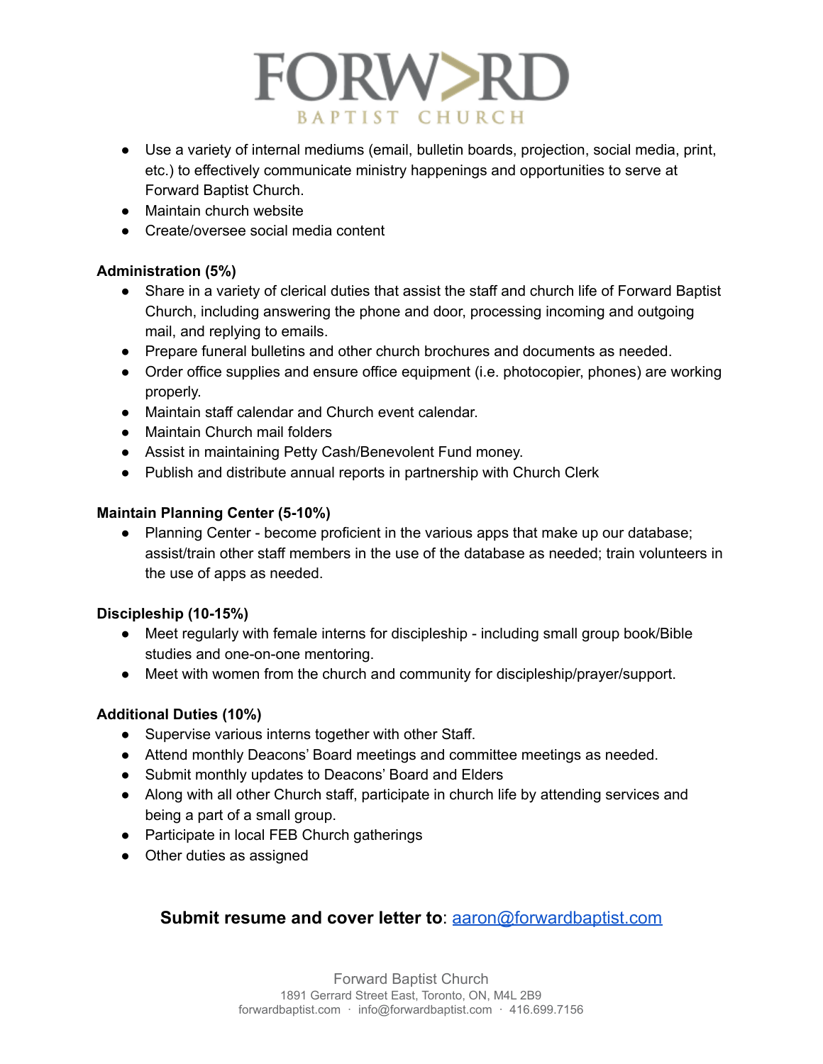- Use a variety of internal mediums (email, bulletin boards, projection, social media, print, etc.) to effectively communicate ministry happenings and opportunities to serve at Forward Baptist Church.
- Maintain church website
- Create/oversee social media content

**Administration (5%)**

- Share in a variety of clerical duties that assist the staff and church life of Forward Baptist Church, including answering the phone and door, processing incoming and outgoing mail, and replying to emails.
- Prepare funeral bulletins and other church brochures and documents as needed.
- Order office supplies and ensure office equipment (i.e. photocopier, phones) are working properly.
- Maintain staff calendar and Church event calendar.
- Maintain Church mail folders
- Assist in maintaining Petty Cash/Benevolent Fund money.
- Publish and distribute annual reports in partnership with Church Clerk

**Maintain Planning Center (5-10%)**

- Planning Center - become proficient in the various apps that make up our database; assist/train other staff members in the use of the database as needed; train volunteers in the use of apps as needed.

**Discipleship (10-15%)**

- Meet regularly with female interns for discipleship - including small group book/Bible studies and one-on-one mentoring.
- Meet with women from the church and community for discipleship/prayer/support.

**Additional Duties (10%)**

- Supervise various interns together with other Staff.
- Attend monthly Deacons' Board meetings and committee meetings as needed.
- Submit monthly updates to Deacons' Board and Elders
- Along with all other Church staff, participate in church life by attending services and being a part of a small group.
- Participate in local FEB Church gatherings
- Other duties as assigned

**Submit resume and cover letter to**: aaron@forwardbaptist.com